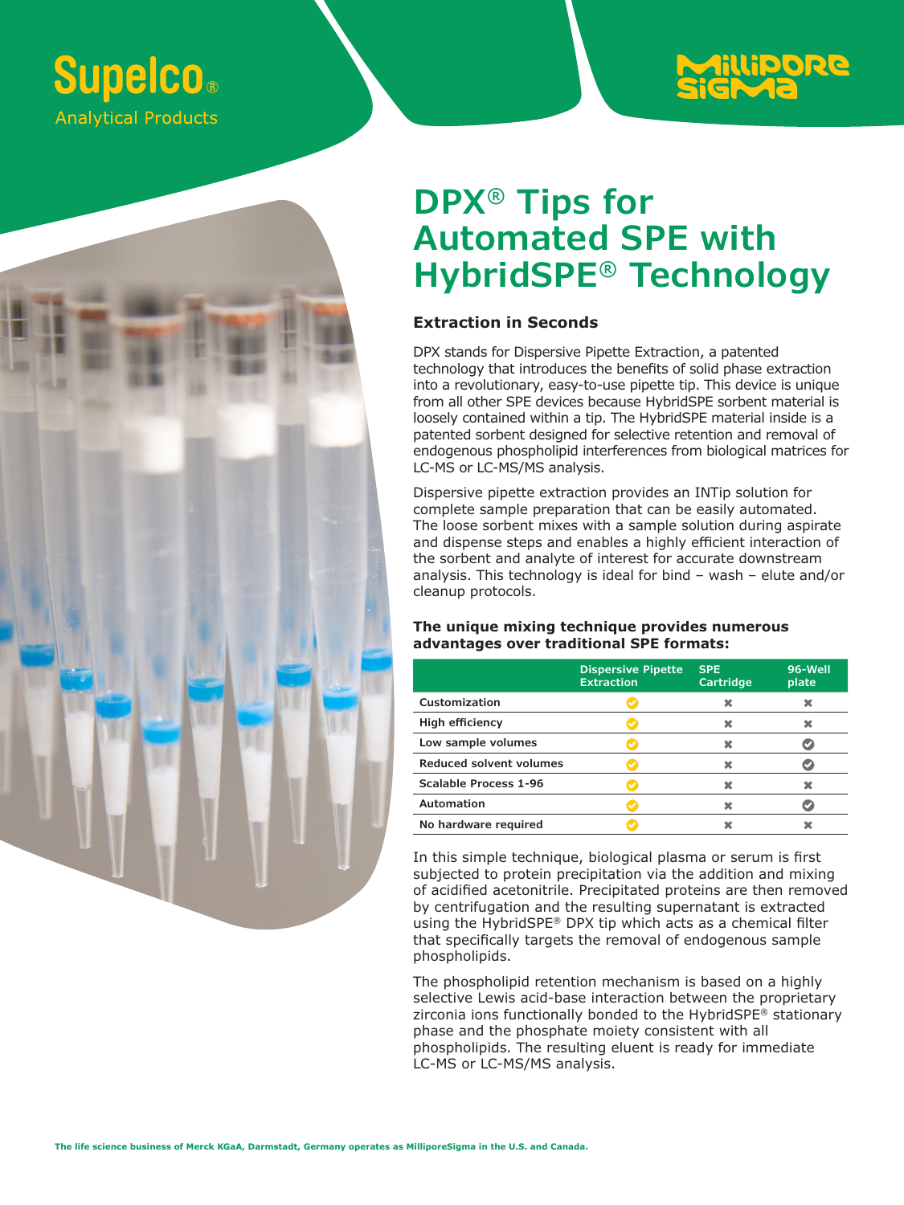Supelco® Analytical Products

MilliporeSigma

# DPX® Tips for Automated SPE with HybridSPE® Technology

### Extraction in Seconds

DPX stands for Dispersive Pipette Extraction, a patented technology that introduces the benefits of solid phase extraction into a revolutionary, easy-to-use pipette tip. This device is unique from all other SPE devices because HybridSPE sorbent material is loosely contained within a tip. The HybridSPE material inside is a patented sorbent designed for selective retention and removal of endogenous phospholipid interferences from biological matrices for LC-MS or LC-MS/MS analysis.

Dispersive pipette extraction provides an INTip solution for complete sample preparation that can be easily automated. The loose sorbent mixes with a sample solution during aspirate and dispense steps and enables a highly efficient interaction of the sorbent and analyte of interest for accurate downstream analysis. This technology is ideal for bind – wash – elute and/or cleanup protocols.

### The unique mixing technique provides numerous advantages over traditional SPE formats:

| | Dispersive Pipette Extraction | SPE Cartridge | 96-Well plate |
|---|---|---|---|
| Customization | ✔ | ✖ | ✖ |
| High efficiency | ✔ | ✖ | ✖ |
| Low sample volumes | ✔ | ✖ | ✔ |
| Reduced solvent volumes | ✔ | ✖ | ✔ |
| Scalable Process 1-96 | ✔ | ✖ | ✖ |
| Automation | ✔ | ✖ | ✔ |
| No hardware required | ✔ | ✖ | ✖ |

In this simple technique, biological plasma or serum is first subjected to protein precipitation via the addition and mixing of acidified acetonitrile. Precipitated proteins are then removed by centrifugation and the resulting supernatant is extracted using the HybridSPE® DPX tip which acts as a chemical filter that specifically targets the removal of endogenous sample phospholipids.

The phospholipid retention mechanism is based on a highly selective Lewis acid-base interaction between the proprietary zirconia ions functionally bonded to the HybridSPE® stationary phase and the phosphate moiety consistent with all phospholipids. The resulting eluent is ready for immediate LC-MS or LC-MS/MS analysis.

**The life science business of Merck KGaA, Darmstadt, Germany operates as MilliporeSigma in the U.S. and Canada.**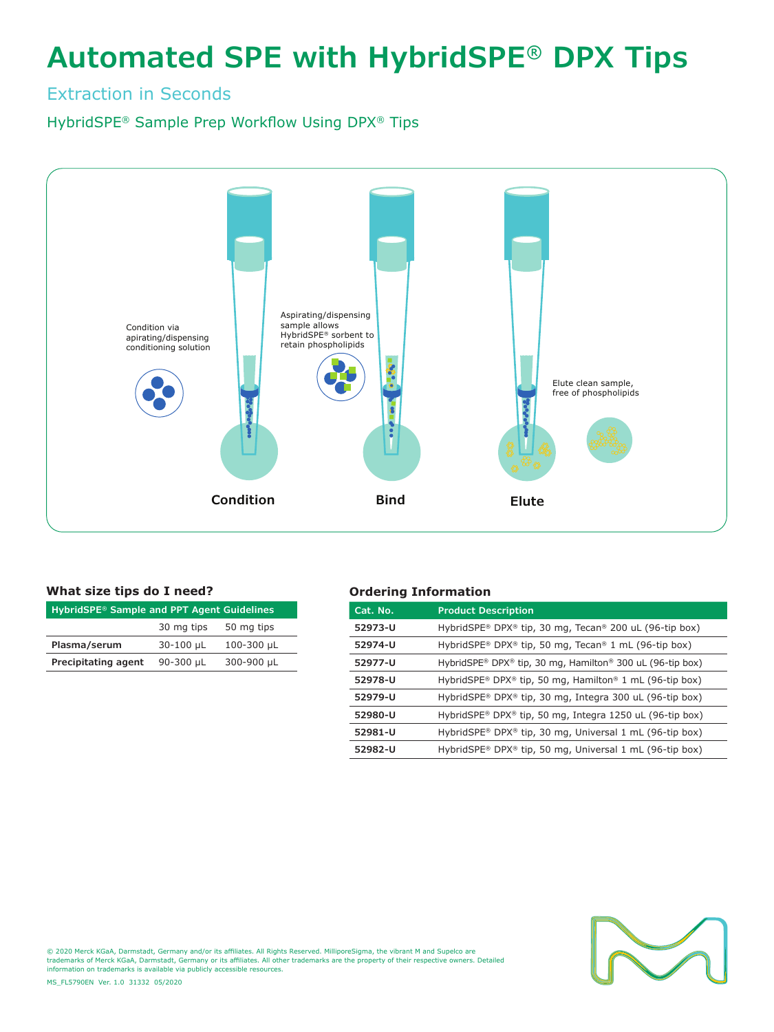# Automated SPE with HybridSPE® DPX Tips

## Extraction in Seconds

### HybridSPE® Sample Prep Workflow Using DPX® Tips

Condition via apirating/dispensing conditioning solution

Aspirating/dispensing sample allows HybridSPE® sorbent to retain phospholipids

Elute clean sample, free of phospholipids

Condition

Bind

Elute

### What size tips do I need?

| HybridSPE® Sample and PPT Agent Guidelines | | |
|---|---|---|
| | 30 mg tips | 50 mg tips |
| **Plasma/serum** | 30-100 µL | 100-300 µL |
| **Precipitating agent** | 90-300 µL | 300-900 µL |

### Ordering Information

| Cat. No. | Product Description |
|---|---|
| **52973-U** | HybridSPE® DPX® tip, 30 mg, Tecan® 200 uL (96-tip box) |
| **52974-U** | HybridSPE® DPX® tip, 50 mg, Tecan® 1 mL (96-tip box) |
| **52977-U** | HybridSPE® DPX® tip, 30 mg, Hamilton® 300 uL (96-tip box) |
| **52978-U** | HybridSPE® DPX® tip, 50 mg, Hamilton® 1 mL (96-tip box) |
| **52979-U** | HybridSPE® DPX® tip, 30 mg, Integra 300 uL (96-tip box) |
| **52980-U** | HybridSPE® DPX® tip, 50 mg, Integra 1250 uL (96-tip box) |
| **52981-U** | HybridSPE® DPX® tip, 30 mg, Universal 1 mL (96-tip box) |
| **52982-U** | HybridSPE® DPX® tip, 50 mg, Universal 1 mL (96-tip box) |

© 2020 Merck KGaA, Darmstadt, Germany and/or its affiliates. All Rights Reserved. MilliporeSigma, the vibrant M and Supelco are trademarks of Merck KGaA, Darmstadt, Germany or its affiliates. All other trademarks are the property of their respective owners. Detailed information on trademarks is available via publicly accessible resources.

MS_FL5790EN Ver. 1.0 31332 05/2020